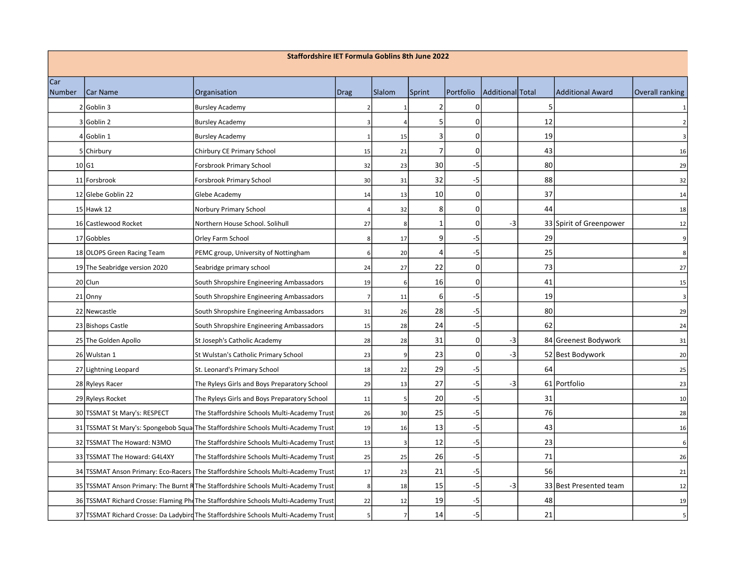**Staffordshire IET Formula Goblins 8th June 2022**

| Car Number | Car Name | Organisation | Drag | Slalom | Sprint | Portfolio | Additional | Total | Additional Award | Overall ranking |
|---|---|---|---|---|---|---|---|---|---|---|
| 2 | Goblin 3 | Bursley Academy | 2 | 1 | 2 | 0 | | 5 | | 1 |
| 3 | Goblin 2 | Bursley Academy | 3 | 4 | 5 | 0 | | 12 | | 2 |
| 4 | Goblin 1 | Bursley Academy | 1 | 15 | 3 | 0 | | 19 | | 3 |
| 5 | Chirbury | Chirbury CE Primary School | 15 | 21 | 7 | 0 | | 43 | | 16 |
| 10 | G1 | Forsbrook Primary School | 32 | 23 | 30 | -5 | | 80 | | 29 |
| 11 | Forsbrook | Forsbrook Primary School | 30 | 31 | 32 | -5 | | 88 | | 32 |
| 12 | Glebe Goblin 22 | Glebe Academy | 14 | 13 | 10 | 0 | | 37 | | 14 |
| 15 | Hawk 12 | Norbury Primary School | 4 | 32 | 8 | 0 | | 44 | | 18 |
| 16 | Castlewood Rocket | Northern House School. Solihull | 27 | 8 | 1 | 0 | -3 | 33 | Spirit of Greenpower | 12 |
| 17 | Gobbles | Orley Farm School | 8 | 17 | 9 | -5 | | 29 | | 9 |
| 18 | OLOPS Green Racing Team | PEMC group, University of Nottingham | 6 | 20 | 4 | -5 | | 25 | | 8 |
| 19 | The Seabridge version 2020 | Seabridge primary school | 24 | 27 | 22 | 0 | | 73 | | 27 |
| 20 | Clun | South Shropshire Engineering Ambassadors | 19 | 6 | 16 | 0 | | 41 | | 15 |
| 21 | Onny | South Shropshire Engineering Ambassadors | 7 | 11 | 6 | -5 | | 19 | | 3 |
| 22 | Newcastle | South Shropshire Engineering Ambassadors | 31 | 26 | 28 | -5 | | 80 | | 29 |
| 23 | Bishops Castle | South Shropshire Engineering Ambassadors | 15 | 28 | 24 | -5 | | 62 | | 24 |
| 25 | The Golden Apollo | St Joseph's Catholic Academy | 28 | 28 | 31 | 0 | -3 | 84 | Greenest Bodywork | 31 |
| 26 | Wulstan 1 | St Wulstan's Catholic Primary School | 23 | 9 | 23 | 0 | -3 | 52 | Best Bodywork | 20 |
| 27 | Lightning Leopard | St. Leonard's Primary School | 18 | 22 | 29 | -5 | | 64 | | 25 |
| 28 | Ryleys Racer | The Ryleys Girls and Boys Preparatory School | 29 | 13 | 27 | -5 | -3 | 61 | Portfolio | 23 |
| 29 | Ryleys Rocket | The Ryleys Girls and Boys Preparatory School | 11 | 5 | 20 | -5 | | 31 | | 10 |
| 30 | TSSMAT St Mary's: RESPECT | The Staffordshire Schools Multi-Academy Trust | 26 | 30 | 25 | -5 | | 76 | | 28 |
| 31 | TSSMAT St Mary's: Spongebob Squa | The Staffordshire Schools Multi-Academy Trust | 19 | 16 | 13 | -5 | | 43 | | 16 |
| 32 | TSSMAT The Howard: N3MO | The Staffordshire Schools Multi-Academy Trust | 13 | 3 | 12 | -5 | | 23 | | 6 |
| 33 | TSSMAT The Howard: G4L4XY | The Staffordshire Schools Multi-Academy Trust | 25 | 25 | 26 | -5 | | 71 | | 26 |
| 34 | TSSMAT Anson Primary: Eco-Racers | The Staffordshire Schools Multi-Academy Trust | 17 | 23 | 21 | -5 | | 56 | | 21 |
| 35 | TSSMAT Anson Primary: The Burnt R | The Staffordshire Schools Multi-Academy Trust | 8 | 18 | 15 | -5 | -3 | 33 | Best Presented team | 12 |
| 36 | TSSMAT Richard Crosse: Flaming Ph | The Staffordshire Schools Multi-Academy Trust | 22 | 12 | 19 | -5 | | 48 | | 19 |
| 37 | TSSMAT Richard Crosse: Da Ladybird | The Staffordshire Schools Multi-Academy Trust | 5 | 7 | 14 | -5 | | 21 | | 5 |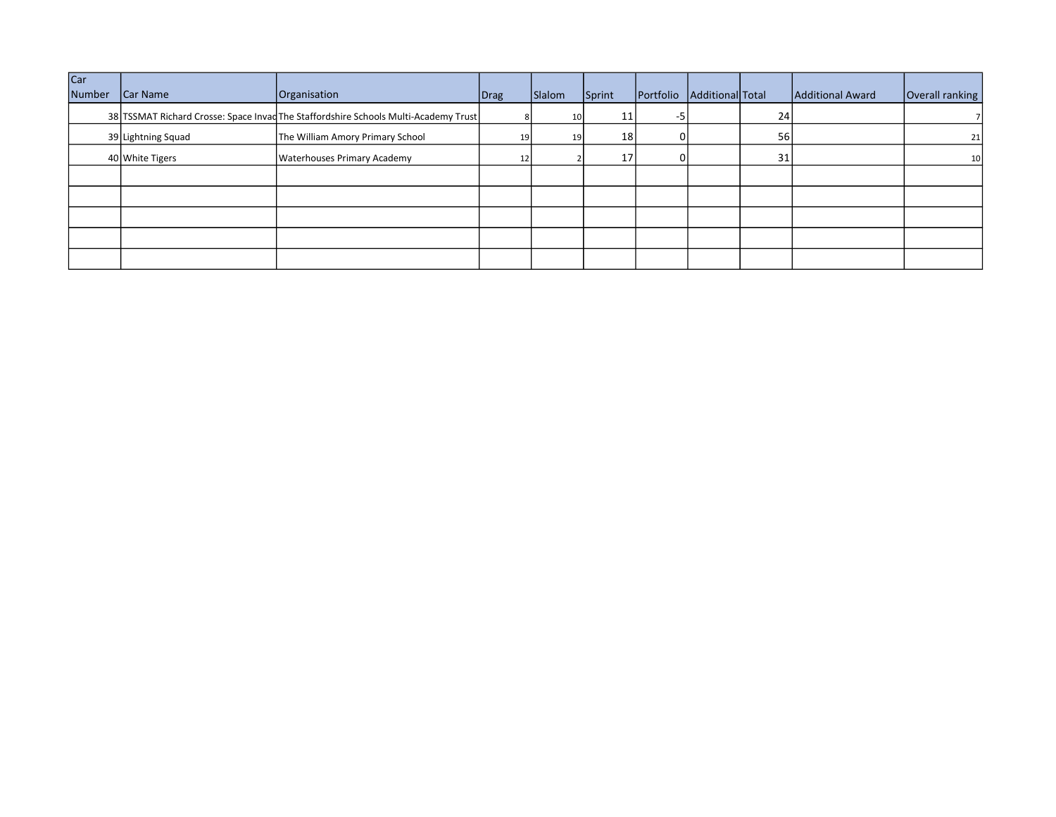| Car Number | Car Name | Organisation | Drag | Slalom | Sprint | Portfolio | Additional | Total | Additional Award | Overall ranking |
|---|---|---|---|---|---|---|---|---|---|---|
| 38 | TSSMAT Richard Crosse: Space Invad | The Staffordshire Schools Multi-Academy Trust | 8 | 10 | 11 | -5 | | 24 | | 7 |
| 39 | Lightning Squad | The William Amory Primary School | 19 | 19 | 18 | 0 | | 56 | | 21 |
| 40 | White Tigers | Waterhouses Primary Academy | 12 | 2 | 17 | 0 | | 31 | | 10 |
| | | | | | | | | | | |
| | | | | | | | | | | |
| | | | | | | | | | | |
| | | | | | | | | | | |
| | | | | | | | | | | |